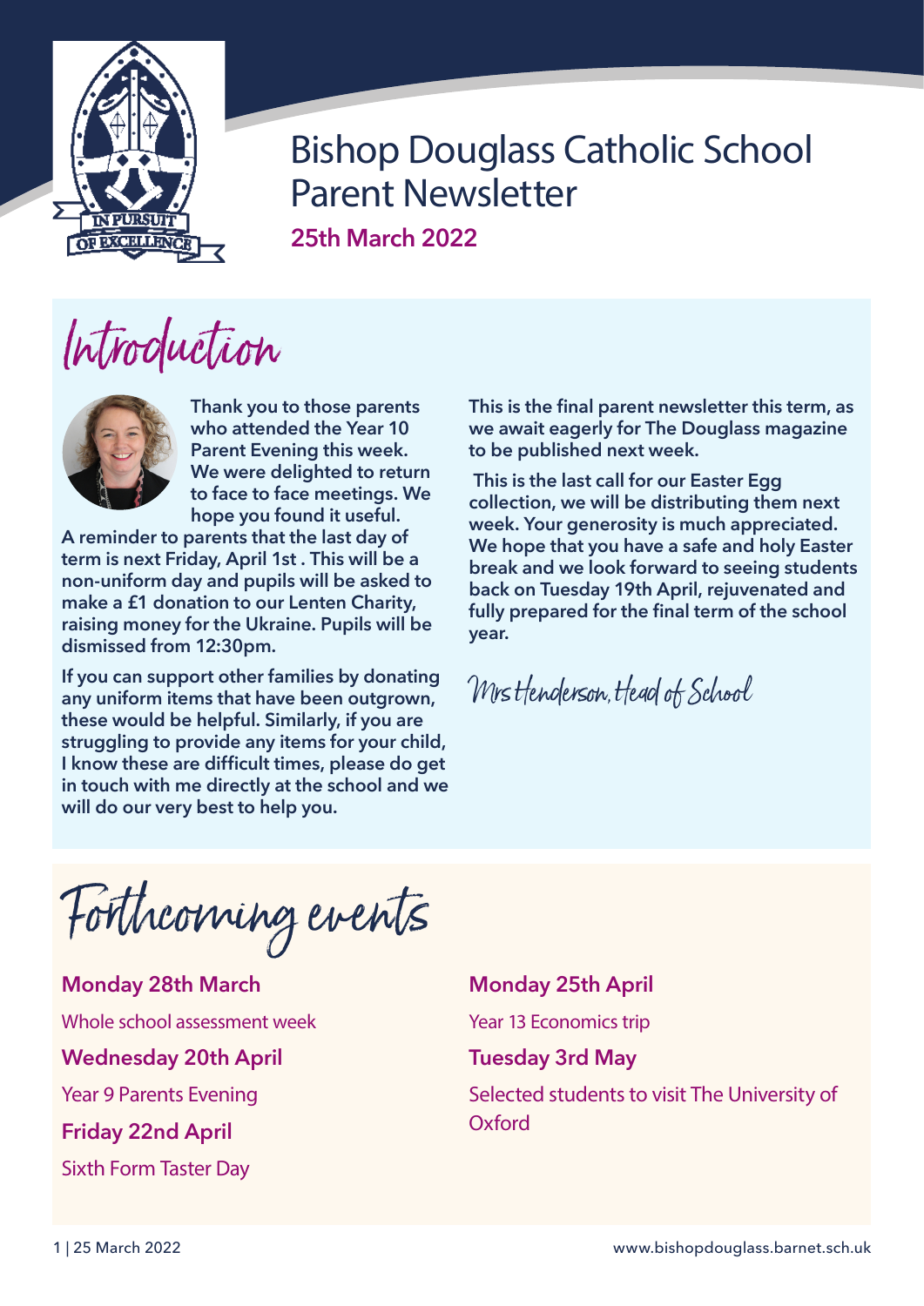# Bishop Douglass Catholic School Parent Newsletter

**25th March 2022**

## Introduction

**Thank you to those parents who attended the Year 10 Parent Evening this week. We were delighted to return to face to face meetings. We hope you found it useful.**

**A reminder to parents that the last day of term is next Friday, April 1st . This will be a non-uniform day and pupils will be asked to make a £1 donation to our Lenten Charity, raising money for the Ukraine. Pupils will be dismissed from 12:30pm.**

**If you can support other families by donating any uniform items that have been outgrown, these would be helpful. Similarly, if you are struggling to provide any items for your child, I know these are difficult times, please do get in touch with me directly at the school and we will do our very best to help you.**

**This is the final parent newsletter this term, as we await eagerly for The Douglass magazine to be published next week.**

**This is the last call for our Easter Egg collection, we will be distributing them next week. Your generosity is much appreciated. We hope that you have a safe and holy Easter break and we look forward to seeing students back on Tuesday 19th April, rejuvenated and fully prepared for the final term of the school year.**

*Mrs Henderson, Head of School*

## Forthcoming events

**Monday 28th March**

Whole school assessment week

**Wednesday 20th April**

Year 9 Parents Evening

**Friday 22nd April**

Sixth Form Taster Day

**Monday 25th April**

Year 13 Economics trip

**Tuesday 3rd May**

Selected students to visit The University of Oxford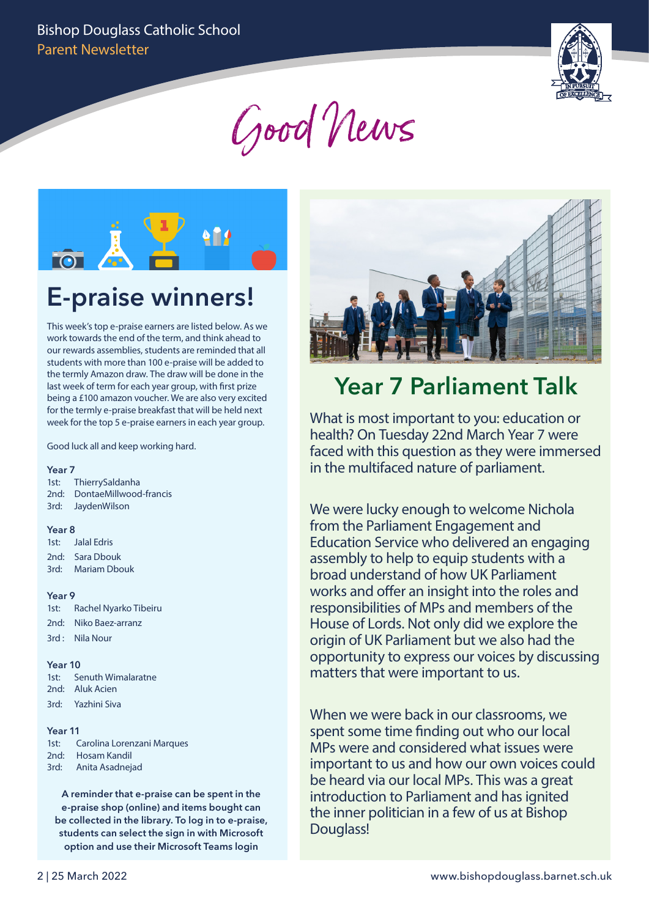# Good News

## E-praise winners!

This week's top e-praise earners are listed below. As we work towards the end of the term, and think ahead to our rewards assemblies, students are reminded that all students with more than 100 e-praise will be added to the termly Amazon draw. The draw will be done in the last week of term for each year group, with first prize being a £100 amazon voucher. We are also very excited for the termly e-praise breakfast that will be held next week for the top 5 e-praise earners in each year group.

Good luck all and keep working hard.

**Year 7**
1st: ThierrySaldanha
2nd: DontaeMillwood-francis
3rd: JaydenWilson

**Year 8**
1st: Jalal Edris
2nd: Sara Dbouk
3rd: Mariam Dbouk

**Year 9**
1st: Rachel Nyarko Tibeiru
2nd: Niko Baez-arranz
3rd : Nila Nour

**Year 10**
1st: Senuth Wimalaratne
2nd: Aluk Acien
3rd: Yazhini Siva

**Year 11**
1st: Carolina Lorenzani Marques
2nd: Hosam Kandil
3rd: Anita Asadnejad

**A reminder that e-praise can be spent in the e-praise shop (online) and items bought can be collected in the library. To log in to e-praise, students can select the sign in with Microsoft option and use their Microsoft Teams login**

## Year 7 Parliament Talk

What is most important to you: education or health? On Tuesday 22nd March Year 7 were faced with this question as they were immersed in the multifaced nature of parliament.

We were lucky enough to welcome Nichola from the Parliament Engagement and Education Service who delivered an engaging assembly to help to equip students with a broad understand of how UK Parliament works and offer an insight into the roles and responsibilities of MPs and members of the House of Lords. Not only did we explore the origin of UK Parliament but we also had the opportunity to express our voices by discussing matters that were important to us.

When we were back in our classrooms, we spent some time finding out who our local MPs were and considered what issues were important to us and how our own voices could be heard via our local MPs. This was a great introduction to Parliament and has ignited the inner politician in a few of us at Bishop Douglass!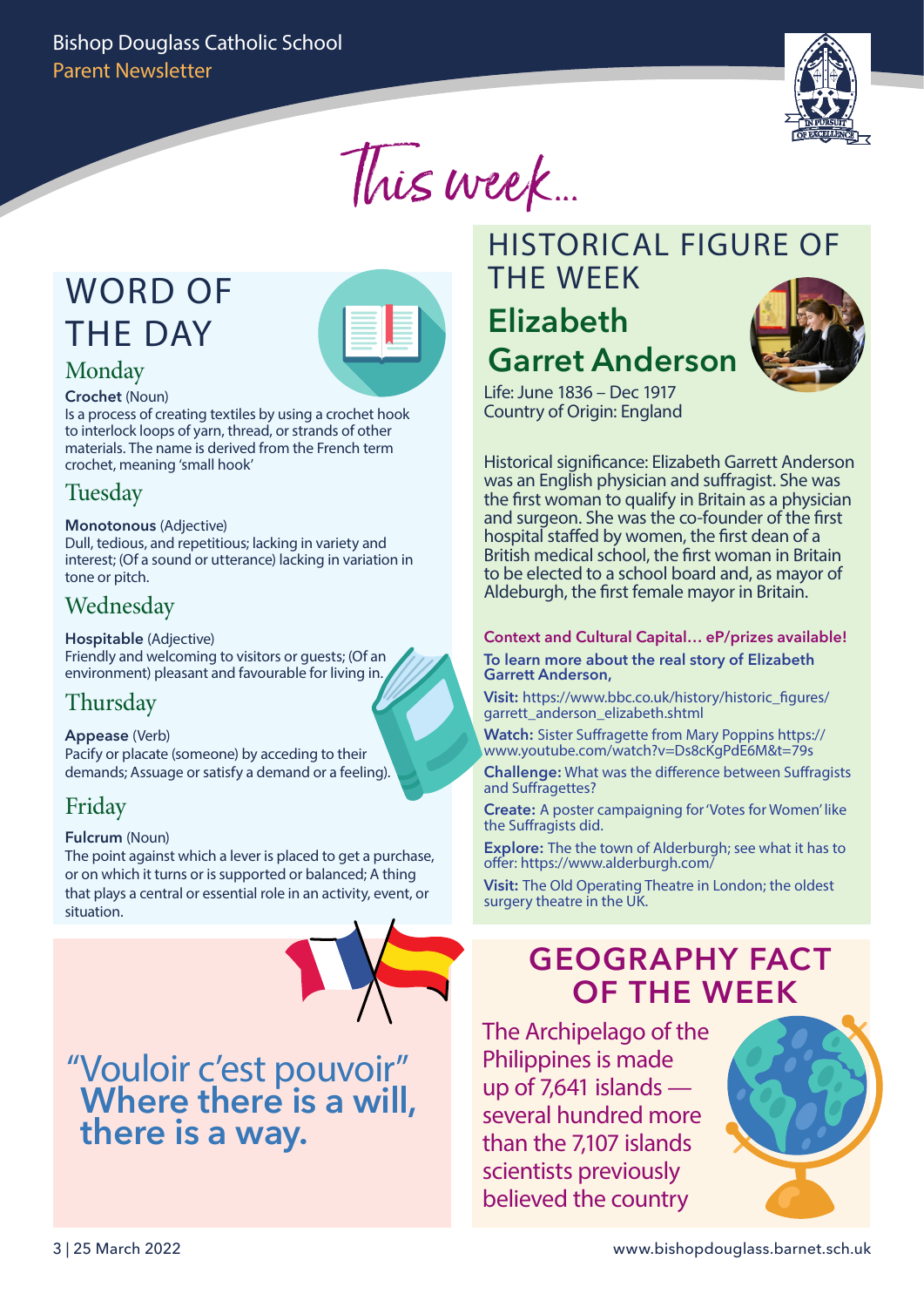# This week...

## WORD OF THE DAY

### Monday

**Crochet** (Noun)
Is a process of creating textiles by using a crochet hook to interlock loops of yarn, thread, or strands of other materials. The name is derived from the French term crochet, meaning 'small hook'

### Tuesday

**Monotonous** (Adjective)
Dull, tedious, and repetitious; lacking in variety and interest; (Of a sound or utterance) lacking in variation in tone or pitch.

### Wednesday

**Hospitable** (Adjective)
Friendly and welcoming to visitors or guests; (Of an environment) pleasant and favourable for living in.

### Thursday

**Appease** (Verb)
Pacify or placate (someone) by acceding to their demands; Assuage or satisfy a demand or a feeling).

### Friday

**Fulcrum** (Noun)
The point against which a lever is placed to get a purchase, or on which it turns or is supported or balanced; A thing that plays a central or essential role in an activity, event, or situation.

"Vouloir c'est pouvoir"
**Where there is a will, there is a way.**

## HISTORICAL FIGURE OF THE WEEK

### Elizabeth Garret Anderson

Life: June 1836 – Dec 1917
Country of Origin: England

Historical significance: Elizabeth Garrett Anderson was an English physician and suffragist. She was the first woman to qualify in Britain as a physician and surgeon. She was the co-founder of the first hospital staffed by women, the first dean of a British medical school, the first woman in Britain to be elected to a school board and, as mayor of Aldeburgh, the first female mayor in Britain.

**Context and Cultural Capital… eP/prizes available!**

**To learn more about the real story of Elizabeth Garrett Anderson,**

**Visit:** https://www.bbc.co.uk/history/historic_figures/garrett_anderson_elizabeth.shtml

**Watch:** Sister Suffragette from Mary Poppins https://www.youtube.com/watch?v=Ds8cKgPdE6M&t=79s

**Challenge:** What was the difference between Suffragists and Suffragettes?

**Create:** A poster campaigning for 'Votes for Women' like the Suffragists did.

**Explore:** The the town of Alderburgh; see what it has to offer: https://www.alderburgh.com/

**Visit:** The Old Operating Theatre in London; the oldest surgery theatre in the UK.

## GEOGRAPHY FACT OF THE WEEK

The Archipelago of the Philippines is made up of 7,641 islands — several hundred more than the 7,107 islands scientists previously believed the country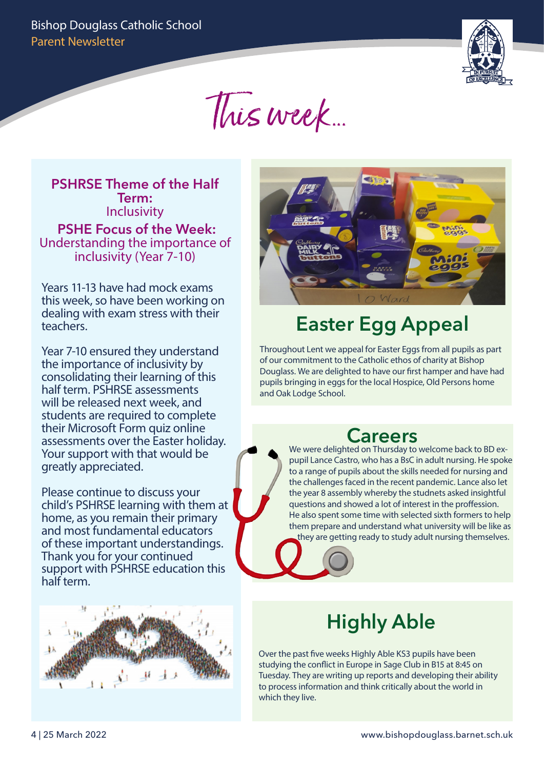# This week...

## PSHRSE Theme of the Half Term:

Inclusivity

## PSHE Focus of the Week:

Understanding the importance of inclusivity (Year 7-10)

Years 11-13 have had mock exams this week, so have been working on dealing with exam stress with their teachers.

Year 7-10 ensured they understand the importance of inclusivity by consolidating their learning of this half term. PSHRSE assessments will be released next week, and students are required to complete their Microsoft Form quiz online assessments over the Easter holiday. Your support with that would be greatly appreciated.

Please continue to discuss your child's PSHRSE learning with them at home, as you remain their primary and most fundamental educators of these important understandings. Thank you for your continued support with PSHRSE education this half term.

## Easter Egg Appeal

Throughout Lent we appeal for Easter Eggs from all pupils as part of our commitment to the Catholic ethos of charity at Bishop Douglass. We are delighted to have our first hamper and have had pupils bringing in eggs for the local Hospice, Old Persons home and Oak Lodge School.

## Careers

We were delighted on Thursday to welcome back to BD ex-pupil Lance Castro, who has a BsC in adult nursing. He spoke to a range of pupils about the skills needed for nursing and the challenges faced in the recent pandemic. Lance also let the year 8 assembly whereby the studnets asked insightful questions and showed a lot of interest in the proffession. He also spent some time with selected sixth formers to help them prepare and understand what university will be like as they are getting ready to study adult nursing themselves.

## Highly Able

Over the past five weeks Highly Able KS3 pupils have been studying the conflict in Europe in Sage Club in B15 at 8:45 on Tuesday. They are writing up reports and developing their ability to process information and think critically about the world in which they live.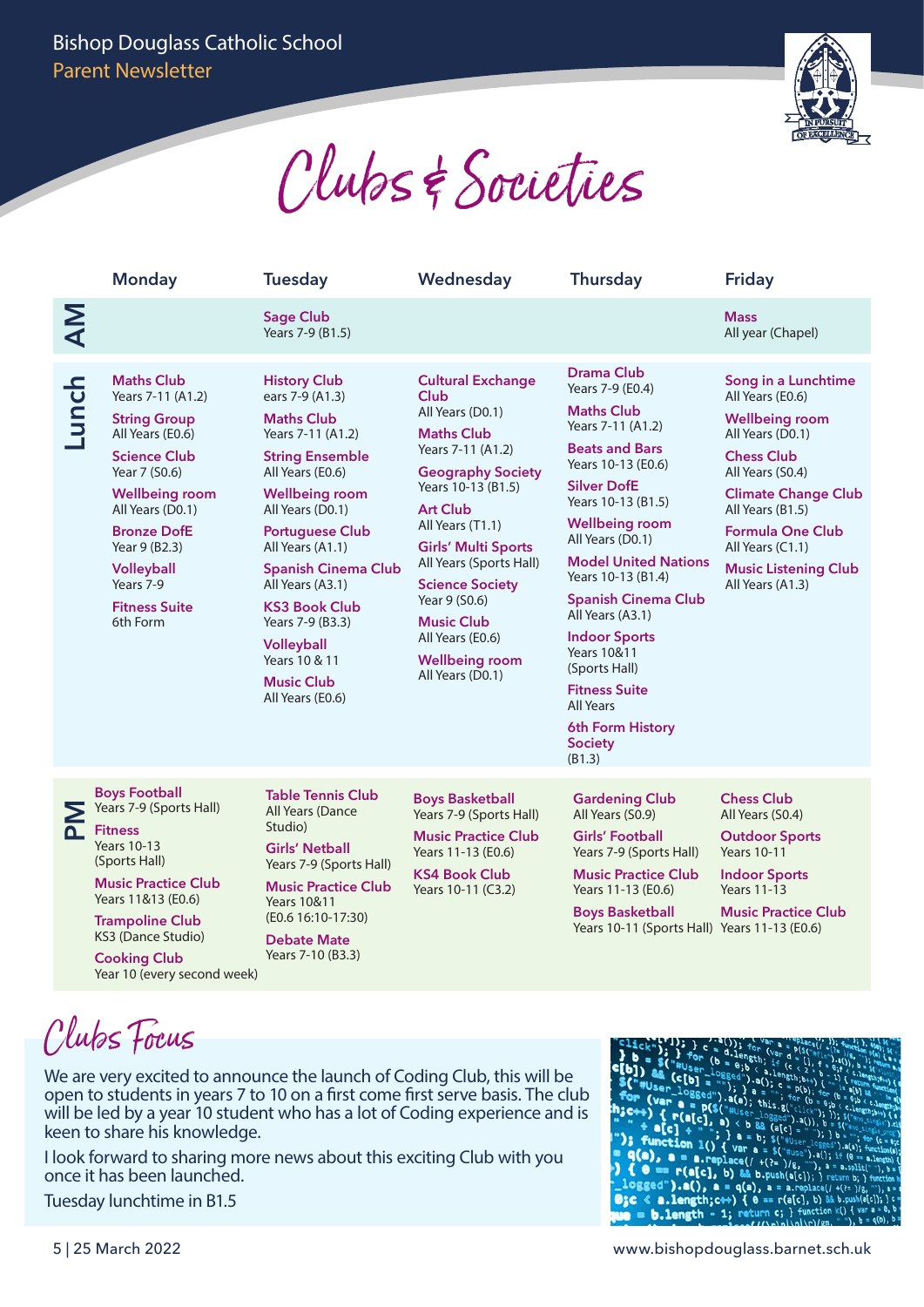Bishop Douglass Catholic School
Parent Newsletter

# Clubs & Societies

| | Monday | Tuesday | Wednesday | Thursday | Friday |
|---|---|---|---|---|---|
| AM | | **Sage Club** Years 7-9 (B1.5) | | | **Mass** All year (Chapel) |
| Lunch | **Maths Club** Years 7-11 (A1.2)<br>**String Group** All Years (E0.6)<br>**Science Club** Year 7 (S0.6)<br>**Wellbeing room** All Years (D0.1)<br>**Bronze DofE** Year 9 (B2.3)<br>**Volleyball** Years 7-9<br>**Fitness Suite** 6th Form | **History Club** ears 7-9 (A1.3)<br>**Maths Club** Years 7-11 (A1.2)<br>**String Ensemble** All Years (E0.6)<br>**Wellbeing room** All Years (D0.1)<br>**Portuguese Club** All Years (A1.1)<br>**Spanish Cinema Club** All Years (A3.1)<br>**KS3 Book Club** Years 7-9 (B3.3)<br>**Volleyball** Years 10 & 11<br>**Music Club** All Years (E0.6) | **Cultural Exchange Club** All Years (D0.1)<br>**Maths Club** Years 7-11 (A1.2)<br>**Geography Society** Years 10-13 (B1.5)<br>**Art Club** All Years (T1.1)<br>**Girls' Multi Sports** All Years (Sports Hall)<br>**Science Society** Year 9 (S0.6)<br>**Music Club** All Years (E0.6)<br>**Wellbeing room** All Years (D0.1) | **Drama Club** Years 7-9 (E0.4)<br>**Maths Club** Years 7-11 (A1.2)<br>**Beats and Bars** Years 10-13 (E0.6)<br>**Silver DofE** Years 10-13 (B1.5)<br>**Wellbeing room** All Years (D0.1)<br>**Model United Nations** Years 10-13 (B1.4)<br>**Spanish Cinema Club** All Years (A3.1)<br>**Indoor Sports** Years 10&11 (Sports Hall)<br>**Fitness Suite** All Years<br>**6th Form History Society** (B1.3) | **Song in a Lunchtime** All Years (E0.6)<br>**Wellbeing room** All Years (D0.1)<br>**Chess Club** All Years (S0.4)<br>**Climate Change Club** All Years (B1.5)<br>**Formula One Club** All Years (C1.1)<br>**Music Listening Club** All Years (A1.3) |
| PM | **Boys Football** Years 7-9 (Sports Hall)<br>**Fitness** Years 10-13 (Sports Hall)<br>**Music Practice Club** Years 11&13 (E0.6)<br>**Trampoline Club** KS3 (Dance Studio)<br>**Cooking Club** Year 10 (every second week) | **Table Tennis Club** All Years (Dance Studio)<br>**Girls' Netball** Years 7-9 (Sports Hall)<br>**Music Practice Club** Years 10&11 (E0.6 16:10-17:30)<br>**Debate Mate** Years 7-10 (B3.3) | **Boys Basketball** Years 7-9 (Sports Hall)<br>**Music Practice Club** Years 11-13 (E0.6)<br>**KS4 Book Club** Years 10-11 (C3.2) | **Gardening Club** All Years (S0.9)<br>**Girls' Football** Years 7-9 (Sports Hall)<br>**Music Practice Club** Years 11-13 (E0.6)<br>**Boys Basketball** Years 10-11 (Sports Hall) | **Chess Club** All Years (S0.4)<br>**Outdoor Sports** Years 10-11<br>**Indoor Sports** Years 11-13<br>**Music Practice Club** Years 11-13 (E0.6) |

## Clubs Focus

We are very excited to announce the launch of Coding Club, this will be open to students in years 7 to 10 on a first come first serve basis. The club will be led by a year 10 student who has a lot of Coding experience and is keen to share his knowledge.

I look forward to sharing more news about this exciting Club with you once it has been launched.

Tuesday lunchtime in B1.5